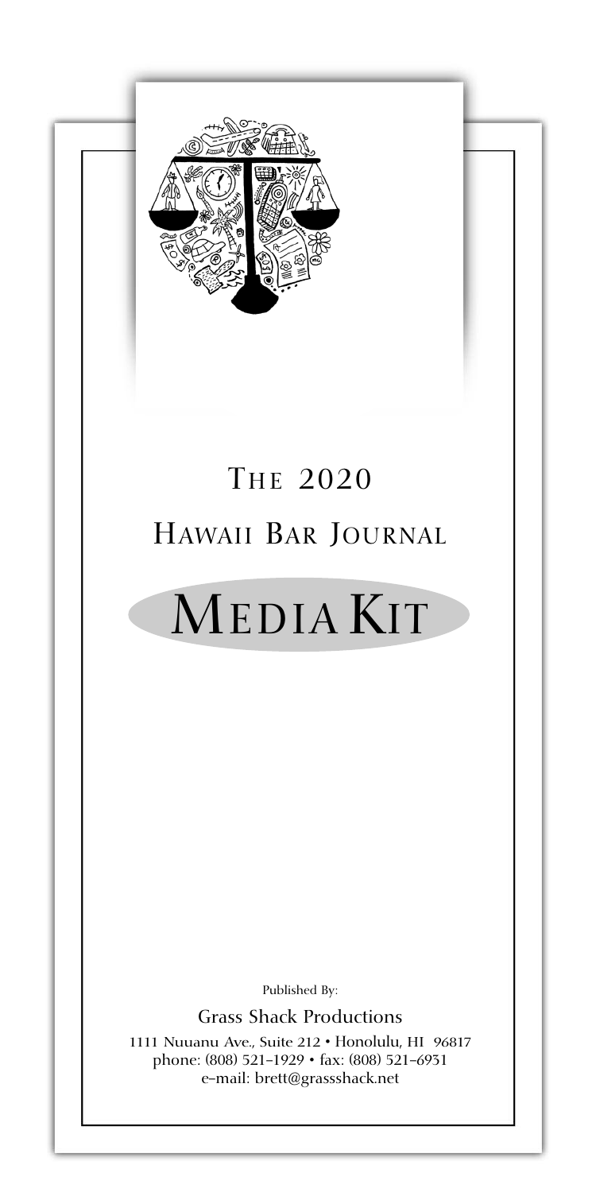# The 2020

# Hawaii Bar Journal

# Media Kit

Published By:

Grass Shack Productions

1111 Nuuanu Ave., Suite 212 • Honolulu, HI 96817
phone: (808) 521-1929 • fax: (808) 521-6931
e-mail: brett@grassshack.net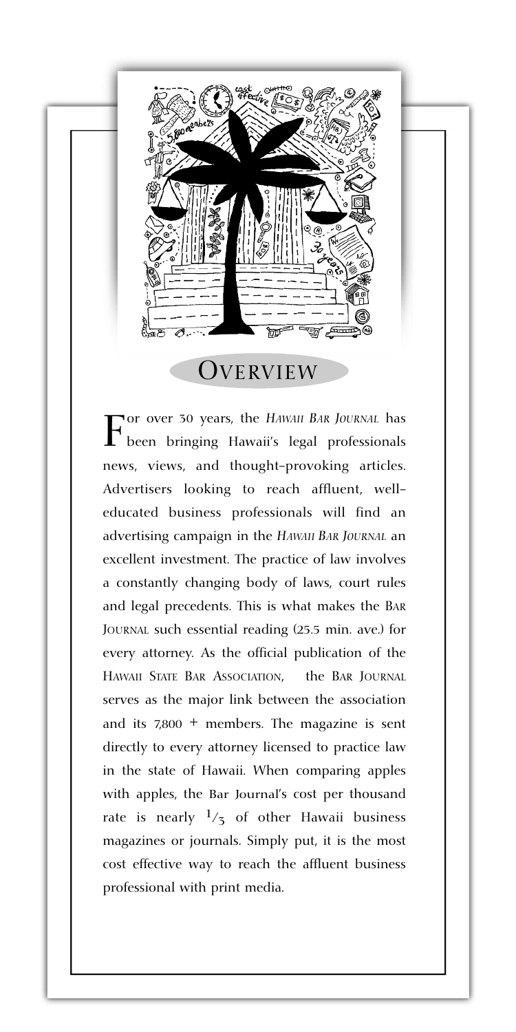# Overview

For over 30 years, the *Hawaii Bar Journal* has been bringing Hawaii's legal professionals news, views, and thought-provoking articles. Advertisers looking to reach affluent, well-educated business professionals will find an advertising campaign in the *Hawaii Bar Journal* an excellent investment. The practice of law involves a constantly changing body of laws, court rules and legal precedents. This is what makes the Bar Journal such essential reading (25.5 min. ave.) for every attorney. As the official publication of the Hawaii State Bar Association, the Bar Journal serves as the major link between the association and its 7,800 + members. The magazine is sent directly to every attorney licensed to practice law in the state of Hawaii. When comparing apples with apples, the Bar Journal's cost per thousand rate is nearly 1/3 of other Hawaii business magazines or journals. Simply put, it is the most cost effective way to reach the affluent business professional with print media.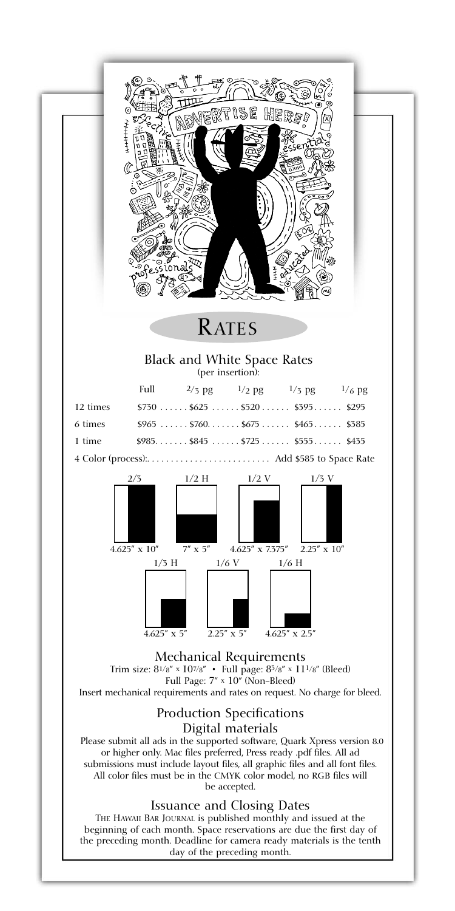# Rates

## Black and White Space Rates

(per insertion):

| | Full | 2/3 pg | 1/2 pg | 1/3 pg | 1/6 pg |
|---|---|---|---|---|---|
| 12 times | $730 | $625 | $520 | $395 | $295 |
| 6 times | $965 | $760 | $675 | $465 | $385 |
| 1 time | $985 | $845 | $725 | $555 | $435 |

4 Color (process):. . . . . . . . . . . . . . . . . . . . . . . . . Add $585 to Space Rate

| Size | Dimensions |
|---|---|
| 2/3 | 4.625″ x 10″ |
| 1/2 H | 7″ x 5″ |
| 1/2 V | 4.625″ x 7.375″ |
| 1/3 V | 2.25″ x 10″ |
| 1/3 H | 4.625″ x 5″ |
| 1/6 V | 2.25″ x 5″ |
| 1/6 H | 4.625″ x 2.5″ |

## Mechanical Requirements

Trim size: 8 1/8″ x 10 7/8″ • Full page: 8 3/8″ x 11 1/8″ (Bleed)
Full Page: 7″ x 10″ (Non–Bleed)
Insert mechanical requirements and rates on request. No charge for bleed.

## Production Specifications

### Digital materials

Please submit all ads in the supported software, Quark Xpress version 8.0 or higher only. Mac files preferred, Press ready .pdf files. All ad submissions must include layout files, all graphic files and all font files. All color files must be in the CMYK color model, no RGB files will be accepted.

## Issuance and Closing Dates

The Hawaii Bar Journal is published monthly and issued at the beginning of each month. Space reservations are due the first day of the preceding month. Deadline for camera ready materials is the tenth day of the preceding month.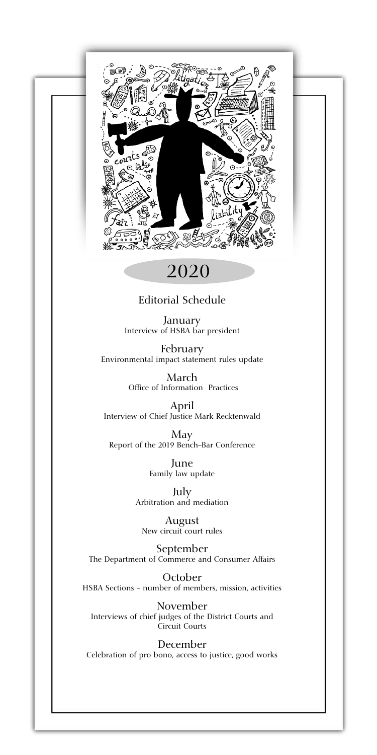# 2020

## Editorial Schedule

**January**
Interview of HSBA bar president

**February**
Environmental impact statement rules update

**March**
Office of Information Practices

**April**
Interview of Chief Justice Mark Recktenwald

**May**
Report of the 2019 Bench–Bar Conference

**June**
Family law update

**July**
Arbitration and mediation

**August**
New circuit court rules

**September**
The Department of Commerce and Consumer Affairs

**October**
HSBA Sections – number of members, mission, activities

**November**
Interviews of chief judges of the District Courts and Circuit Courts

**December**
Celebration of pro bono, access to justice, good works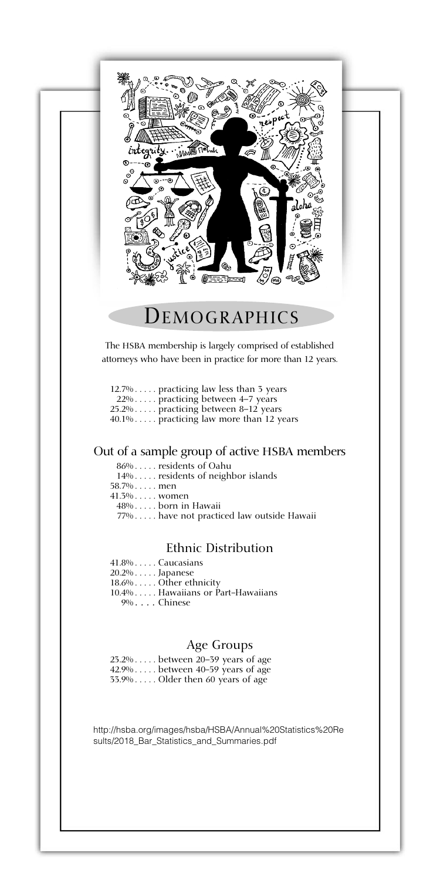# Demographics

The HSBA membership is largely comprised of established attorneys who have been in practice for more than 12 years.

12.7% . . . . . practicing law less than 3 years
22% . . . . . practicing between 4–7 years
25.2% . . . . . practicing between 8–12 years
40.1% . . . . . practicing law more than 12 years

## Out of a sample group of active HSBA members

86% . . . . . residents of Oahu
14% . . . . . residents of neighbor islands
58.7% . . . . . men
41.3% . . . . . women
48% . . . . . born in Hawaii
77% . . . . . have not practiced law outside Hawaii

### Ethnic Distribution

41.8% . . . . . Caucasians
20.2% . . . . . Japanese
18.6% . . . . . Other ethnicity
10.4% . . . . . Hawaiians or Part–Hawaiians
9% . . . . Chinese

### Age Groups

23.2% . . . . . between 20–39 years of age
42.9% . . . . . between 40–59 years of age
33.9% . . . . . Older then 60 years of age

http://hsba.org/images/hsba/HSBA/Annual%20Statistics%20Results/2018_Bar_Statistics_and_Summaries.pdf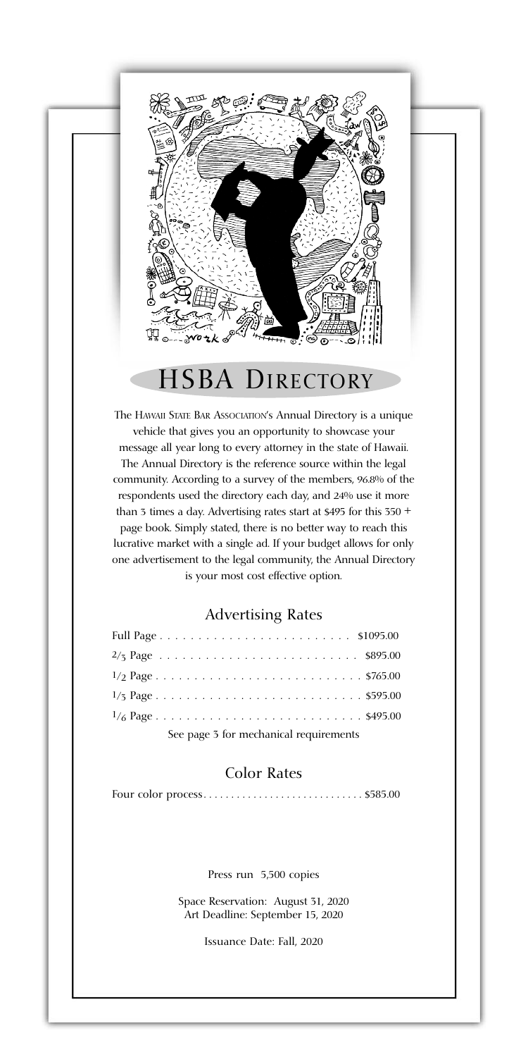# HSBA Directory

The Hawaii State Bar Association's Annual Directory is a unique vehicle that gives you an opportunity to showcase your message all year long to every attorney in the state of Hawaii. The Annual Directory is the reference source within the legal community. According to a survey of the members, 96.8% of the respondents used the directory each day, and 24% use it more than 3 times a day. Advertising rates start at $495 for this 350 + page book. Simply stated, there is no better way to reach this lucrative market with a single ad. If your budget allows for only one advertisement to the legal community, the Annual Directory is your most cost effective option.

## Advertising Rates

| Size | Rate |
|---|---|
| Full Page | $1095.00 |
| 2/3 Page | $895.00 |
| 1/2 Page | $765.00 |
| 1/3 Page | $595.00 |
| 1/6 Page | $495.00 |

See page 3 for mechanical requirements

## Color Rates

| Type | Rate |
|---|---|
| Four color process | $585.00 |

Press run 5,500 copies

Space Reservation: August 31, 2020
Art Deadline: September 15, 2020

Issuance Date: Fall, 2020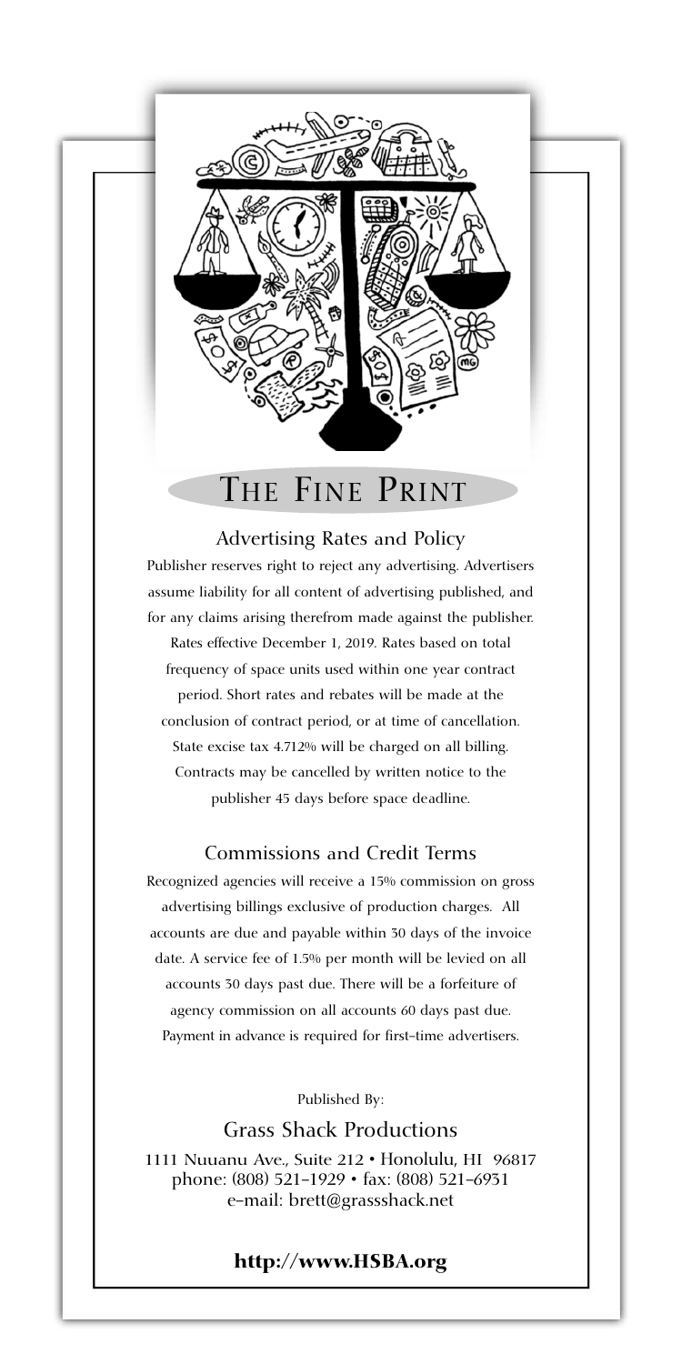# The Fine Print

## Advertising Rates and Policy

Publisher reserves right to reject any advertising. Advertisers assume liability for all content of advertising published, and for any claims arising therefrom made against the publisher. Rates effective December 1, 2019. Rates based on total frequency of space units used within one year contract period. Short rates and rebates will be made at the conclusion of contract period, or at time of cancellation. State excise tax 4.712% will be charged on all billing. Contracts may be cancelled by written notice to the publisher 45 days before space deadline.

## Commissions and Credit Terms

Recognized agencies will receive a 15% commission on gross advertising billings exclusive of production charges. All accounts are due and payable within 30 days of the invoice date. A service fee of 1.5% per month will be levied on all accounts 30 days past due. There will be a forfeiture of agency commission on all accounts 60 days past due. Payment in advance is required for first-time advertisers.

Published By:

Grass Shack Productions

1111 Nuuanu Ave., Suite 212 • Honolulu, HI 96817
phone: (808) 521-1929 • fax: (808) 521-6931
e-mail: brett@grassshack.net

**http://www.HSBA.org**